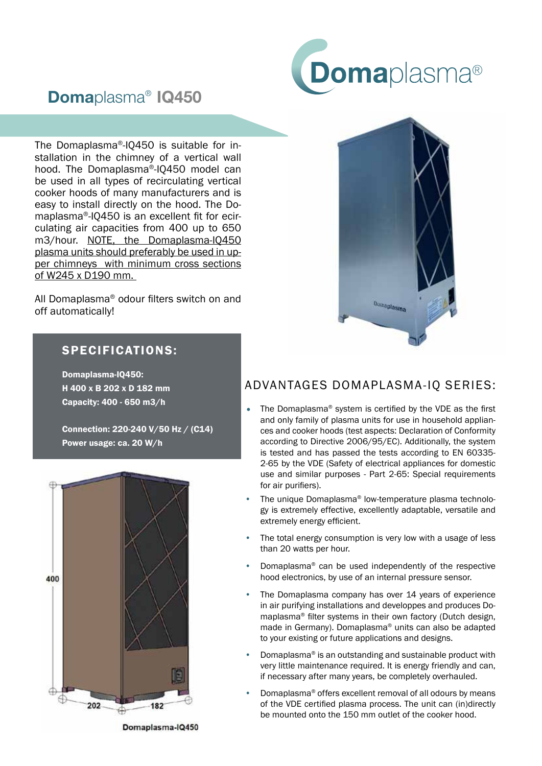# Domaplasma® IQ450

The Domaplasma®-IQ450 is suitable for installation in the chimney of a vertical wall hood. The Domaplasma®-IQ450 model can be used in all types of recirculating vertical cooker hoods of many manufacturers and is easy to install directly on the hood. The Domaplasma®-IQ450 is an excellent fit for ecirculating air capacities from 400 up to 650 m3/hour. NOTE, the Domaplasma-IQ450 plasma units should preferably be used in upper chimneys with minimum cross sections of W245 x D190 mm.

All Domaplasma® odour filters switch on and off automatically!

## SPECIFICATIONS:

**Domaplasma-IQ450:**
**H 400 x B 202 x D 182 mm**
**Capacity: 400 - 650 m3/h**

**Connection: 220-240 V/50 Hz / (C14)**
**Power usage: ca. 20 W/h**

400

202

182

Domaplasma-IQ450

## ADVANTAGES DOMAPLASMA-IQ SERIES:

- The Domaplasma® system is certified by the VDE as the first and only family of plasma units for use in household appliances and cooker hoods (test aspects: Declaration of Conformity according to Directive 2006/95/EC). Additionally, the system is tested and has passed the tests according to EN 60335-2-65 by the VDE (Safety of electrical appliances for domestic use and similar purposes - Part 2-65: Special requirements for air purifiers).
- The unique Domaplasma® low-temperature plasma technology is extremely effective, excellently adaptable, versatile and extremely energy efficient.
- The total energy consumption is very low with a usage of less than 20 watts per hour.
- Domaplasma® can be used independently of the respective hood electronics, by use of an internal pressure sensor.
- The Domaplasma company has over 14 years of experience in air purifying installations and developpes and produces Domaplasma® filter systems in their own factory (Dutch design, made in Germany). Domaplasma® units can also be adapted to your existing or future applications and designs.
- Domaplasma® is an outstanding and sustainable product with very little maintenance required. It is energy friendly and can, if necessary after many years, be completely overhauled.
- Domaplasma® offers excellent removal of all odours by means of the VDE certified plasma process. The unit can (in)directly be mounted onto the 150 mm outlet of the cooker hood.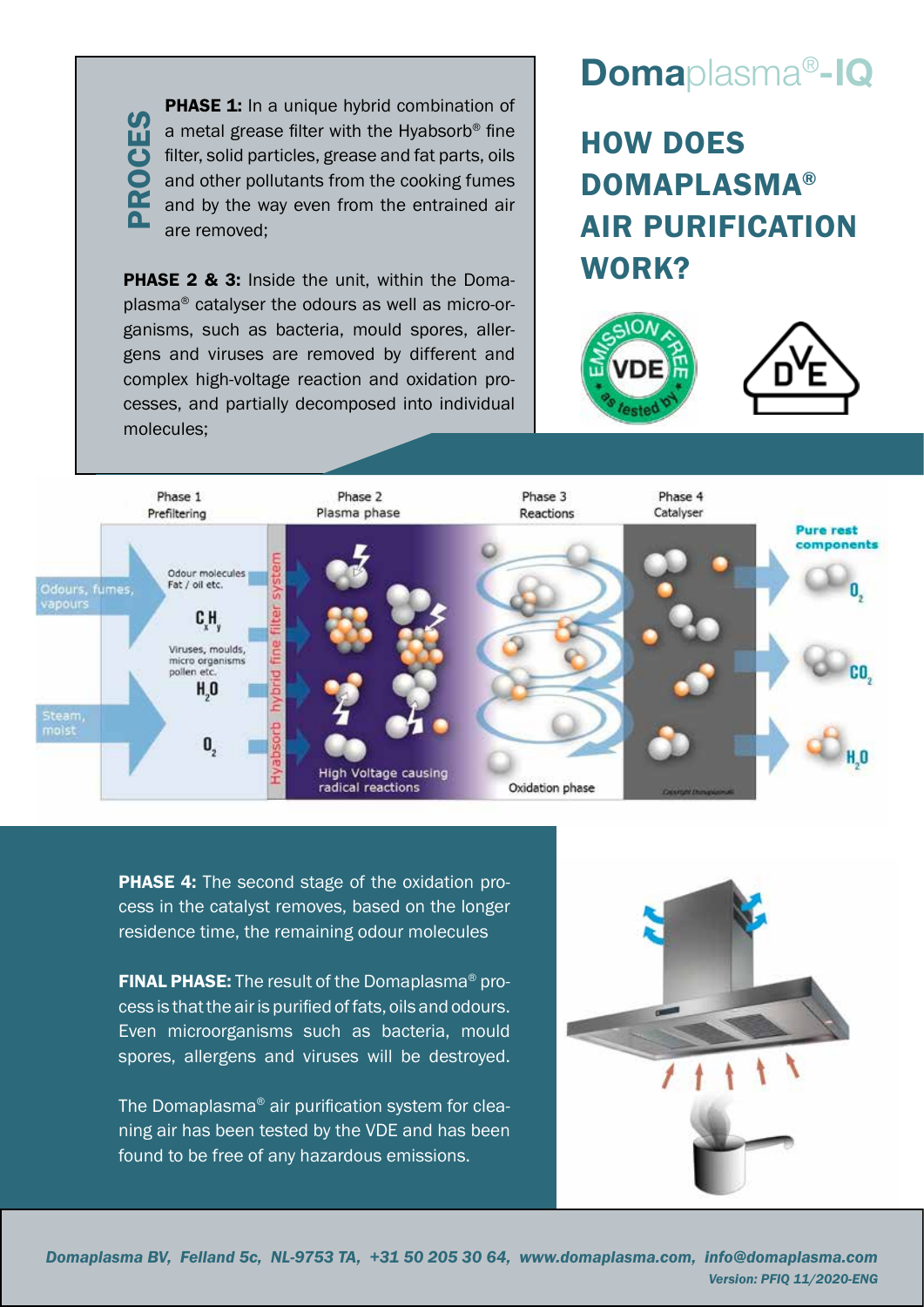# Domaplasma®-IQ

## HOW DOES DOMAPLASMA® AIR PURIFICATION WORK?

**PROCES**

**PHASE 1:** In a unique hybrid combination of a metal grease filter with the Hyabsorb® fine filter, solid particles, grease and fat parts, oils and other pollutants from the cooking fumes and by the way even from the entrained air are removed;

**PHASE 2 & 3:** Inside the unit, within the Domaplasma® catalyser the odours as well as micro-organisms, such as bacteria, mould spores, allergens and viruses are removed by different and complex high-voltage reaction and oxidation processes, and partially decomposed into individual molecules;

Phase 1 Prefiltering

Phase 2 Plasma phase

Phase 3 Reactions

Phase 4 Catalyser

Odours, fumes, vapours

Steam, moist

Odour molecules Fat / oil etc.

$C_xH_y$

Viruses, moulds, micro organisms pollen etc.

$H_2O$

$O_2$

Hyabsorb hybrid fine filter system

High Voltage causing radical reactions

Oxidation phase

Pure rest components

$O_2$

$CO_2$

$H_2O$

**PHASE 4:** The second stage of the oxidation process in the catalyst removes, based on the longer residence time, the remaining odour molecules

**FINAL PHASE:** The result of the Domaplasma® process is that the air is purified of fats, oils and odours. Even microorganisms such as bacteria, mould spores, allergens and viruses will be destroyed.

The Domaplasma® air purification system for cleaning air has been tested by the VDE and has been found to be free of any hazardous emissions.

*Domaplasma BV, Felland 5c, NL-9753 TA, +31 50 205 30 64, www.domaplasma.com, info@domaplasma.com*

*Version: PFIQ 11/2020-ENG*